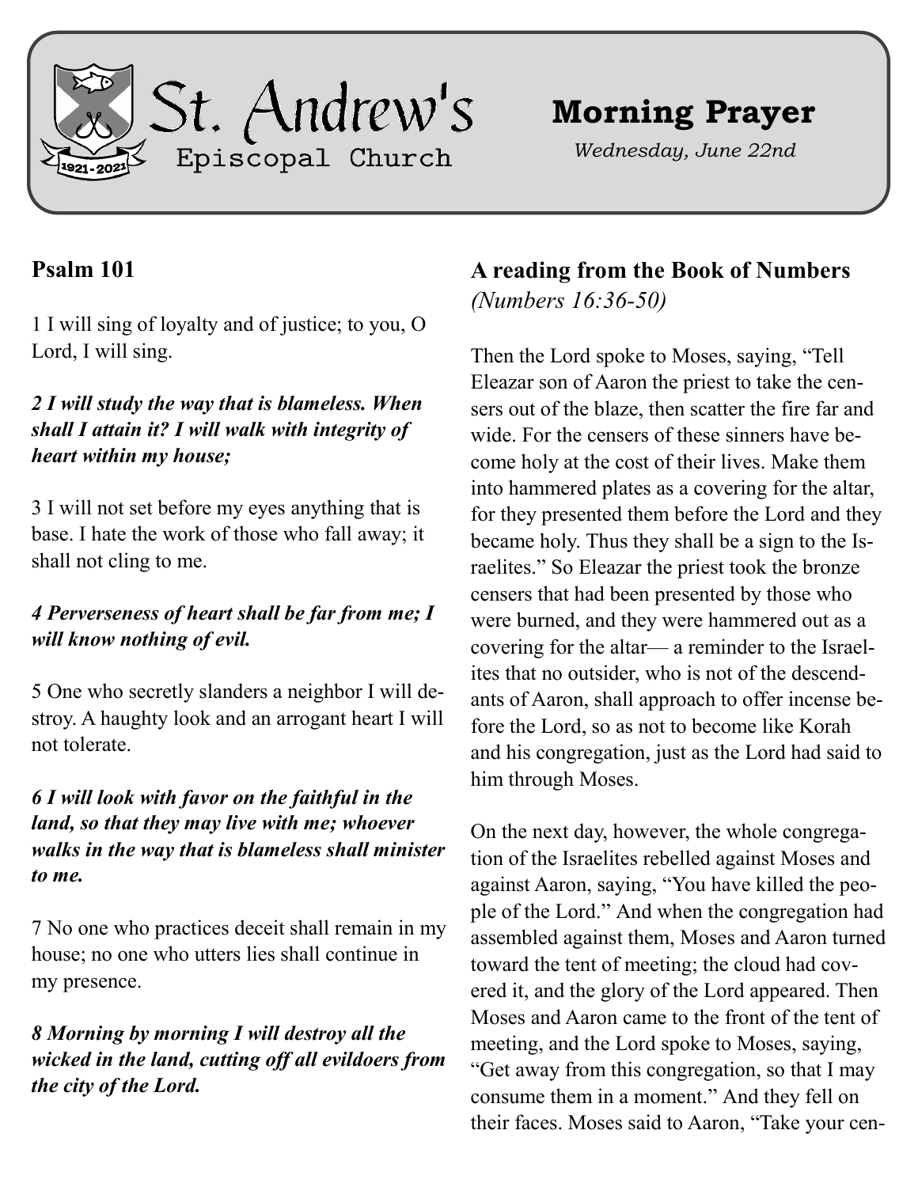# St. Andrew's Episcopal Church

1921-2021

## Morning Prayer

*Wednesday, June 22nd*

### Psalm 101

1 I will sing of loyalty and of justice; to you, O Lord, I will sing.

***2 I will study the way that is blameless. When shall I attain it? I will walk with integrity of heart within my house;***

3 I will not set before my eyes anything that is base. I hate the work of those who fall away; it shall not cling to me.

***4 Perverseness of heart shall be far from me; I will know nothing of evil.***

5 One who secretly slanders a neighbor I will destroy. A haughty look and an arrogant heart I will not tolerate.

***6 I will look with favor on the faithful in the land, so that they may live with me; whoever walks in the way that is blameless shall minister to me.***

7 No one who practices deceit shall remain in my house; no one who utters lies shall continue in my presence.

***8 Morning by morning I will destroy all the wicked in the land, cutting off all evildoers from the city of the Lord.***

### A reading from the Book of Numbers

*(Numbers 16:36-50)*

Then the Lord spoke to Moses, saying, "Tell Eleazar son of Aaron the priest to take the censers out of the blaze, then scatter the fire far and wide. For the censers of these sinners have become holy at the cost of their lives. Make them into hammered plates as a covering for the altar, for they presented them before the Lord and they became holy. Thus they shall be a sign to the Israelites." So Eleazar the priest took the bronze censers that had been presented by those who were burned, and they were hammered out as a covering for the altar— a reminder to the Israelites that no outsider, who is not of the descendants of Aaron, shall approach to offer incense before the Lord, so as not to become like Korah and his congregation, just as the Lord had said to him through Moses.

On the next day, however, the whole congregation of the Israelites rebelled against Moses and against Aaron, saying, "You have killed the people of the Lord." And when the congregation had assembled against them, Moses and Aaron turned toward the tent of meeting; the cloud had covered it, and the glory of the Lord appeared. Then Moses and Aaron came to the front of the tent of meeting, and the Lord spoke to Moses, saying, "Get away from this congregation, so that I may consume them in a moment." And they fell on their faces. Moses said to Aaron, "Take your cen-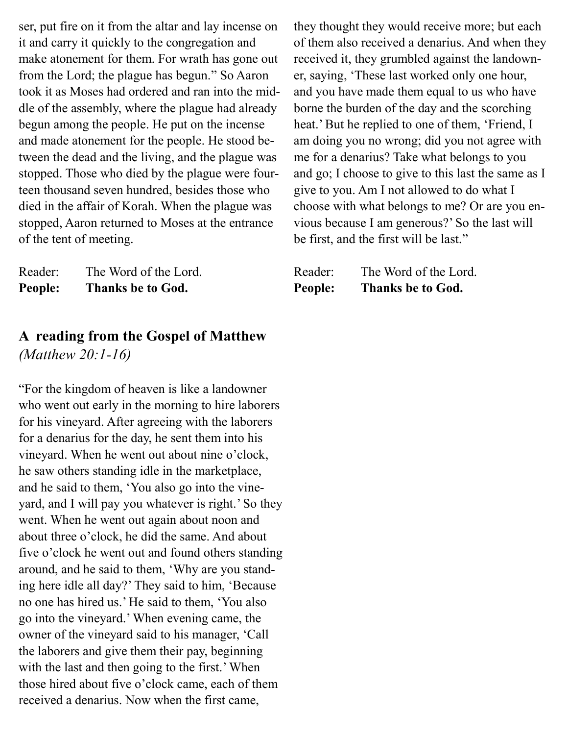ser, put fire on it from the altar and lay incense on it and carry it quickly to the congregation and make atonement for them. For wrath has gone out from the Lord; the plague has begun." So Aaron took it as Moses had ordered and ran into the middle of the assembly, where the plague had already begun among the people. He put on the incense and made atonement for the people. He stood between the dead and the living, and the plague was stopped. Those who died by the plague were fourteen thousand seven hundred, besides those who died in the affair of Korah. When the plague was stopped, Aaron returned to Moses at the entrance of the tent of meeting.

Reader: The Word of the Lord.
**People: Thanks be to God.**

## A reading from the Gospel of Matthew
*(Matthew 20:1-16)*

"For the kingdom of heaven is like a landowner who went out early in the morning to hire laborers for his vineyard. After agreeing with the laborers for a denarius for the day, he sent them into his vineyard. When he went out about nine o'clock, he saw others standing idle in the marketplace, and he said to them, 'You also go into the vineyard, and I will pay you whatever is right.' So they went. When he went out again about noon and about three o'clock, he did the same. And about five o'clock he went out and found others standing around, and he said to them, 'Why are you standing here idle all day?' They said to him, 'Because no one has hired us.' He said to them, 'You also go into the vineyard.' When evening came, the owner of the vineyard said to his manager, 'Call the laborers and give them their pay, beginning with the last and then going to the first.' When those hired about five o'clock came, each of them received a denarius. Now when the first came, they thought they would receive more; but each of them also received a denarius. And when they received it, they grumbled against the landowner, saying, 'These last worked only one hour, and you have made them equal to us who have borne the burden of the day and the scorching heat.' But he replied to one of them, 'Friend, I am doing you no wrong; did you not agree with me for a denarius? Take what belongs to you and go; I choose to give to this last the same as I give to you. Am I not allowed to do what I choose with what belongs to me? Or are you envious because I am generous?' So the last will be first, and the first will be last."

Reader: The Word of the Lord.
**People: Thanks be to God.**